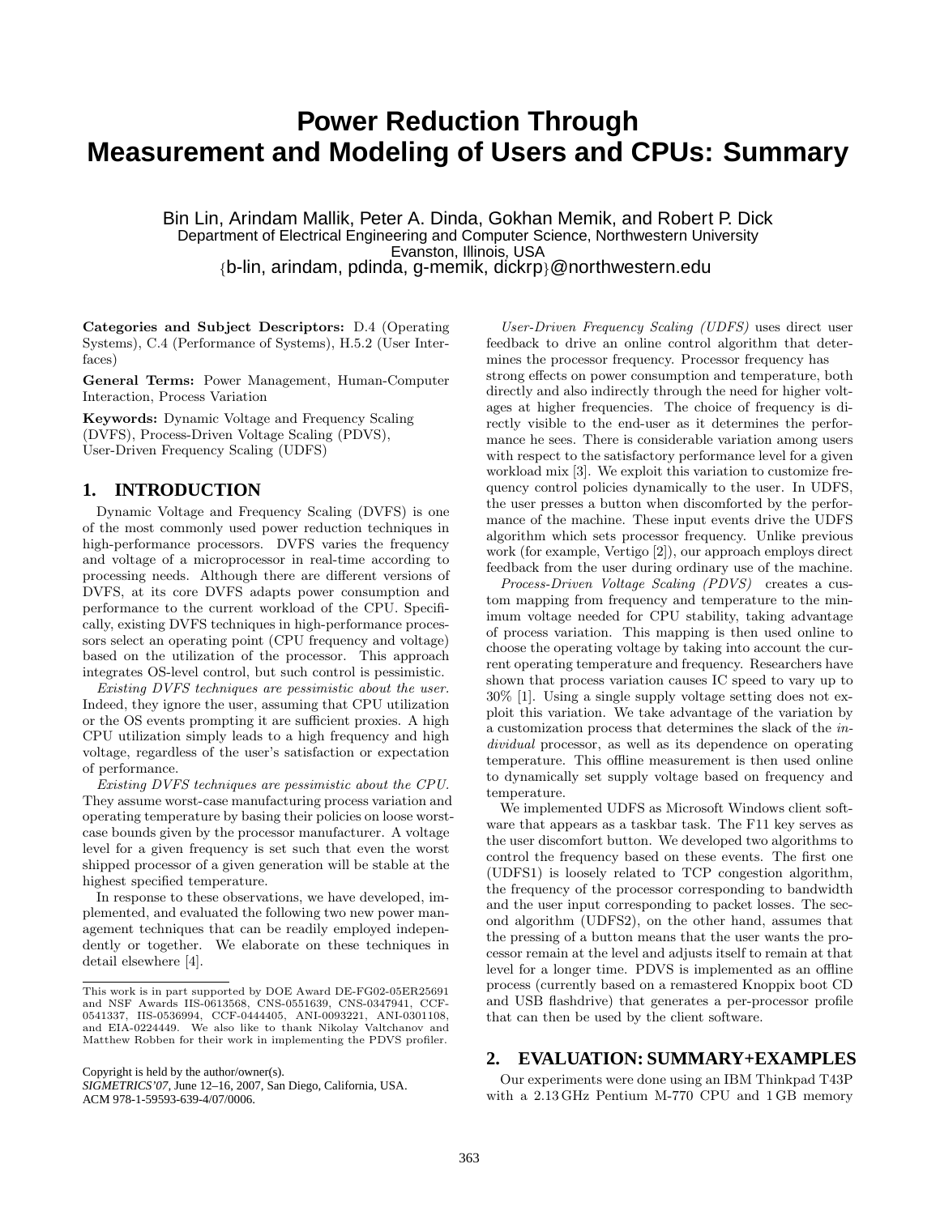# Power Reduction Through Measurement and Modeling of Users and CPUs: Summary

Bin Lin, Arindam Mallik, Peter A. Dinda, Gokhan Memik, and Robert P. Dick
Department of Electrical Engineering and Computer Science, Northwestern University
Evanston, Illinois, USA
{b-lin, arindam, pdinda, g-memik, dickrp}@northwestern.edu

**Categories and Subject Descriptors:** D.4 (Operating Systems), C.4 (Performance of Systems), H.5.2 (User Interfaces)

**General Terms:** Power Management, Human-Computer Interaction, Process Variation

**Keywords:** Dynamic Voltage and Frequency Scaling (DVFS), Process-Driven Voltage Scaling (PDVS), User-Driven Frequency Scaling (UDFS)

## 1. INTRODUCTION

Dynamic Voltage and Frequency Scaling (DVFS) is one of the most commonly used power reduction techniques in high-performance processors. DVFS varies the frequency and voltage of a microprocessor in real-time according to processing needs. Although there are different versions of DVFS, at its core DVFS adapts power consumption and performance to the current workload of the CPU. Specifically, existing DVFS techniques in high-performance processors select an operating point (CPU frequency and voltage) based on the utilization of the processor. This approach integrates OS-level control, but such control is pessimistic.

*Existing DVFS techniques are pessimistic about the user.* Indeed, they ignore the user, assuming that CPU utilization or the OS events prompting it are sufficient proxies. A high CPU utilization simply leads to a high frequency and high voltage, regardless of the user's satisfaction or expectation of performance.

*Existing DVFS techniques are pessimistic about the CPU.* They assume worst-case manufacturing process variation and operating temperature by basing their policies on loose worst-case bounds given by the processor manufacturer. A voltage level for a given frequency is set such that even the worst shipped processor of a given generation will be stable at the highest specified temperature.

In response to these observations, we have developed, implemented, and evaluated the following two new power management techniques that can be readily employed independently or together. We elaborate on these techniques in detail elsewhere [4].

This work is in part supported by DOE Award DE-FG02-05ER25691 and NSF Awards IIS-0613568, CNS-0551639, CNS-0347941, CCF-0541337, IIS-0536994, CCF-0444405, ANI-0093221, ANI-0301108, and EIA-0224449. We also like to thank Nikolay Valtchanov and Matthew Robben for their work in implementing the PDVS profiler.

Copyright is held by the author/owner(s).
*SIGMETRICS'07,* June 12–16, 2007, San Diego, California, USA.
ACM 978-1-59593-639-4/07/0006.

*User-Driven Frequency Scaling (UDFS)* uses direct user feedback to drive an online control algorithm that determines the processor frequency. Processor frequency has strong effects on power consumption and temperature, both directly and also indirectly through the need for higher voltages at higher frequencies. The choice of frequency is directly visible to the end-user as it determines the performance he sees. There is considerable variation among users with respect to the satisfactory performance level for a given workload mix [3]. We exploit this variation to customize frequency control policies dynamically to the user. In UDFS, the user presses a button when discomforted by the performance of the machine. These input events drive the UDFS algorithm which sets processor frequency. Unlike previous work (for example, Vertigo [2]), our approach employs direct feedback from the user during ordinary use of the machine.

*Process-Driven Voltage Scaling (PDVS)* creates a custom mapping from frequency and temperature to the minimum voltage needed for CPU stability, taking advantage of process variation. This mapping is then used online to choose the operating voltage by taking into account the current operating temperature and frequency. Researchers have shown that process variation causes IC speed to vary up to 30% [1]. Using a single supply voltage setting does not exploit this variation. We take advantage of the variation by a customization process that determines the slack of the *individual* processor, as well as its dependence on operating temperature. This offline measurement is then used online to dynamically set supply voltage based on frequency and temperature.

We implemented UDFS as Microsoft Windows client software that appears as a taskbar task. The F11 key serves as the user discomfort button. We developed two algorithms to control the frequency based on these events. The first one (UDFS1) is loosely related to TCP congestion algorithm, the frequency of the processor corresponding to bandwidth and the user input corresponding to packet losses. The second algorithm (UDFS2), on the other hand, assumes that the pressing of a button means that the user wants the processor remain at the level and adjusts itself to remain at that level for a longer time. PDVS is implemented as an offline process (currently based on a remastered Knoppix boot CD and USB flashdrive) that generates a per-processor profile that can then be used by the client software.

## 2. EVALUATION: SUMMARY+EXAMPLES

Our experiments were done using an IBM Thinkpad T43P with a 2.13 GHz Pentium M-770 CPU and 1 GB memory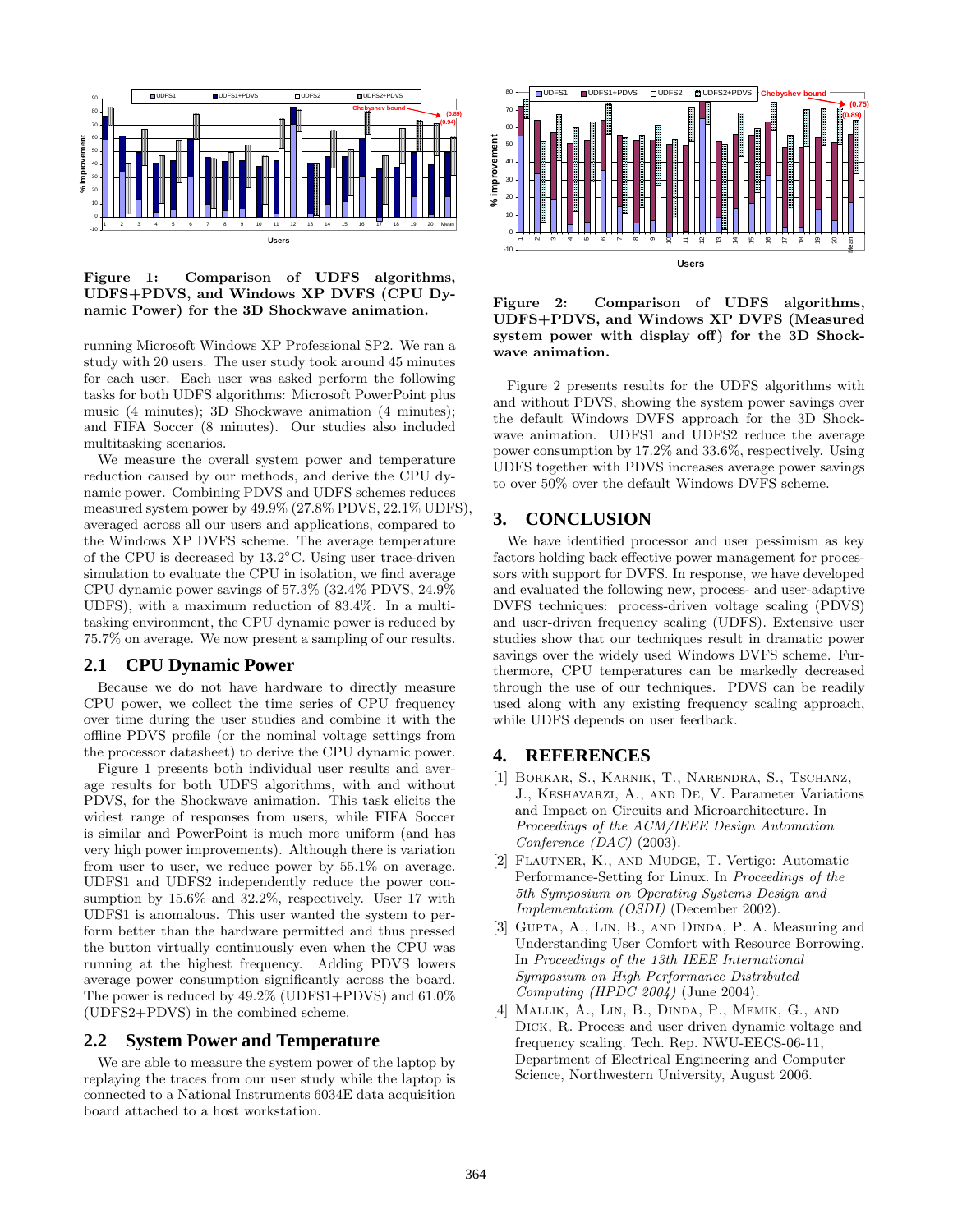UDFS1 UDFS1+PDVS UDFS2 UDFS2+PDVS

Chebyshev bound

(0.89)

(0.94)

% improvement

Users

1 2 3 4 5 6 7 8 9 10 11 12 13 14 15 16 17 18 19 20 Mean

**Figure 1: Comparison of UDFS algorithms, UDFS+PDVS, and Windows XP DVFS (CPU Dynamic Power) for the 3D Shockwave animation.**

running Microsoft Windows XP Professional SP2. We ran a study with 20 users. The user study took around 45 minutes for each user. Each user was asked perform the following tasks for both UDFS algorithms: Microsoft PowerPoint plus music (4 minutes); 3D Shockwave animation (4 minutes); and FIFA Soccer (8 minutes). Our studies also included multitasking scenarios.

We measure the overall system power and temperature reduction caused by our methods, and derive the CPU dynamic power. Combining PDVS and UDFS schemes reduces measured system power by 49.9% (27.8% PDVS, 22.1% UDFS), averaged across all our users and applications, compared to the Windows XP DVFS scheme. The average temperature of the CPU is decreased by 13.2°C. Using user trace-driven simulation to evaluate the CPU in isolation, we find average CPU dynamic power savings of 57.3% (32.4% PDVS, 24.9% UDFS), with a maximum reduction of 83.4%. In a multitasking environment, the CPU dynamic power is reduced by 75.7% on average. We now present a sampling of our results.

## 2.1 CPU Dynamic Power

Because we do not have hardware to directly measure CPU power, we collect the time series of CPU frequency over time during the user studies and combine it with the offline PDVS profile (or the nominal voltage settings from the processor datasheet) to derive the CPU dynamic power.

Figure 1 presents both individual user results and average results for both UDFS algorithms, with and without PDVS, for the Shockwave animation. This task elicits the widest range of responses from users, while FIFA Soccer is similar and PowerPoint is much more uniform (and has very high power improvements). Although there is variation from user to user, we reduce power by 55.1% on average. UDFS1 and UDFS2 independently reduce the power consumption by 15.6% and 32.2%, respectively. User 17 with UDFS1 is anomalous. This user wanted the system to perform better than the hardware permitted and thus pressed the button virtually continuously even when the CPU was running at the highest frequency. Adding PDVS lowers average power consumption significantly across the board. The power is reduced by 49.2% (UDFS1+PDVS) and 61.0% (UDFS2+PDVS) in the combined scheme.

## 2.2 System Power and Temperature

We are able to measure the system power of the laptop by replaying the traces from our user study while the laptop is connected to a National Instruments 6034E data acquisition board attached to a host workstation.

UDFS1 UDFS1+PDVS UDFS2 UDFS2+PDVS

Chebyshev bound

(0.75)

(0.89)

% improvement

Users

1 2 3 4 5 6 7 8 9 10 11 12 13 14 15 16 17 18 19 20 Mean

**Figure 2: Comparison of UDFS algorithms, UDFS+PDVS, and Windows XP DVFS (Measured system power with display off) for the 3D Shockwave animation.**

Figure 2 presents results for the UDFS algorithms with and without PDVS, showing the system power savings over the default Windows DVFS approach for the 3D Shockwave animation. UDFS1 and UDFS2 reduce the average power consumption by 17.2% and 33.6%, respectively. Using UDFS together with PDVS increases average power savings to over 50% over the default Windows DVFS scheme.

# 3. CONCLUSION

We have identified processor and user pessimism as key factors holding back effective power management for processors with support for DVFS. In response, we have developed and evaluated the following new, process- and user-adaptive DVFS techniques: process-driven voltage scaling (PDVS) and user-driven frequency scaling (UDFS). Extensive user studies show that our techniques result in dramatic power savings over the widely used Windows DVFS scheme. Furthermore, CPU temperatures can be markedly decreased through the use of our techniques. PDVS can be readily used along with any existing frequency scaling approach, while UDFS depends on user feedback.

# 4. REFERENCES

[1] Borkar, S., Karnik, T., Narendra, S., Tschanz, J., Keshavarzi, A., and De, V. Parameter Variations and Impact on Circuits and Microarchitecture. In *Proceedings of the ACM/IEEE Design Automation Conference (DAC)* (2003).

[2] Flautner, K., and Mudge, T. Vertigo: Automatic Performance-Setting for Linux. In *Proceedings of the 5th Symposium on Operating Systems Design and Implementation (OSDI)* (December 2002).

[3] Gupta, A., Lin, B., and Dinda, P. A. Measuring and Understanding User Comfort with Resource Borrowing. In *Proceedings of the 13th IEEE International Symposium on High Performance Distributed Computing (HPDC 2004)* (June 2004).

[4] Mallik, A., Lin, B., Dinda, P., Memik, G., and Dick, R. Process and user driven dynamic voltage and frequency scaling. Tech. Rep. NWU-EECS-06-11, Department of Electrical Engineering and Computer Science, Northwestern University, August 2006.